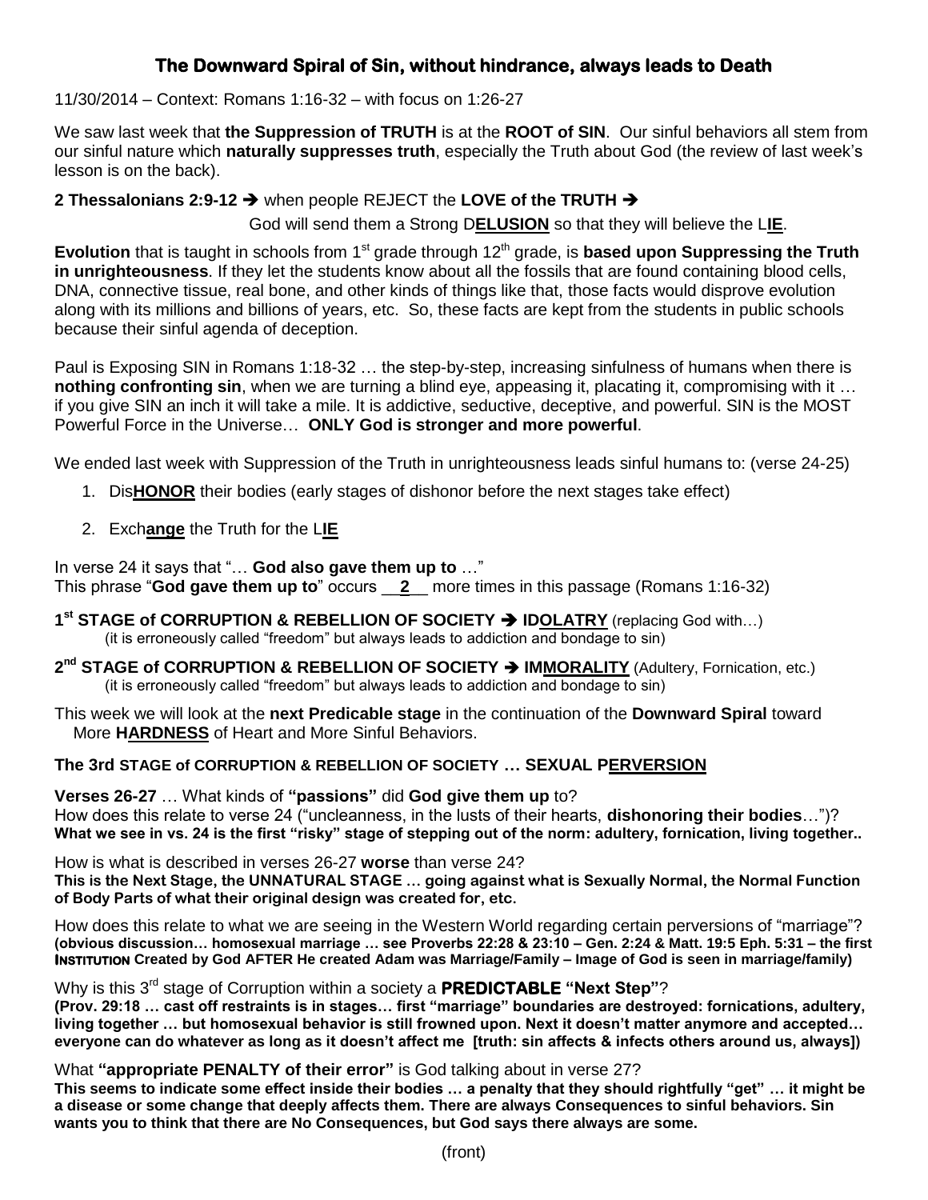# The Downward Spiral of Sin, without hindrance, always leads to Death

11/30/2014 – Context: Romans 1:16-32 – with focus on 1:26-27

We saw last week that **the Suppression of TRUTH** is at the **ROOT of SIN**. Our sinful behaviors all stem from our sinful nature which **naturally suppresses truth**, especially the Truth about God (the review of last week's lesson is on the back).

**2 Thessalonians 2:9-12 ➔** when people REJECT the **LOVE of the TRUTH ➔**

God will send them a Strong D**ELUSION** so that they will believe the L**IE**.

**Evolution** that is taught in schools from 1st grade through 12th grade, is **based upon Suppressing the Truth in unrighteousness**. If they let the students know about all the fossils that are found containing blood cells, DNA, connective tissue, real bone, and other kinds of things like that, those facts would disprove evolution along with its millions and billions of years, etc. So, these facts are kept from the students in public schools because their sinful agenda of deception.

Paul is Exposing SIN in Romans 1:18-32 … the step-by-step, increasing sinfulness of humans when there is **nothing confronting sin**, when we are turning a blind eye, appeasing it, placating it, compromising with it … if you give SIN an inch it will take a mile. It is addictive, seductive, deceptive, and powerful. SIN is the MOST Powerful Force in the Universe… **ONLY God is stronger and more powerful**.

We ended last week with Suppression of the Truth in unrighteousness leads sinful humans to: (verse 24-25)

1. Dis**HONOR** their bodies (early stages of dishonor before the next stages take effect)
2. Exch**ange** the Truth for the L**IE**

In verse 24 it says that "… **God also gave them up to** …"
This phrase "**God gave them up to**" occurs __**2**__ more times in this passage (Romans 1:16-32)

**1st STAGE of CORRUPTION & REBELLION OF SOCIETY ➔ IDOLATRY** (replacing God with…)
(it is erroneously called "freedom" but always leads to addiction and bondage to sin)

**2nd STAGE of CORRUPTION & REBELLION OF SOCIETY ➔ IMMORALITY** (Adultery, Fornication, etc.)
(it is erroneously called "freedom" but always leads to addiction and bondage to sin)

This week we will look at the **next Predicable stage** in the continuation of the **Downward Spiral** toward More **HARDNESS** of Heart and More Sinful Behaviors.

**The 3rd STAGE of CORRUPTION & REBELLION OF SOCIETY … SEXUAL PERVERSION**

**Verses 26-27** … What kinds of **"passions"** did **God give them up** to?
How does this relate to verse 24 ("uncleanness, in the lusts of their hearts, **dishonoring their bodies**…")?
**What we see in vs. 24 is the first "risky" stage of stepping out of the norm: adultery, fornication, living together..**

How is what is described in verses 26-27 **worse** than verse 24?
**This is the Next Stage, the UNNATURAL STAGE … going against what is Sexually Normal, the Normal Function of Body Parts of what their original design was created for, etc.**

How does this relate to what we are seeing in the Western World regarding certain perversions of "marriage"?
**(obvious discussion… homosexual marriage … see Proverbs 22:28 & 23:10 – Gen. 2:24 & Matt. 19:5 Eph. 5:31 – the first INSTITUTION Created by God AFTER He created Adam was Marriage/Family – Image of God is seen in marriage/family)**

Why is this 3rd stage of Corruption within a society a **PREDICTABLE "Next Step"**?
**(Prov. 29:18 … cast off restraints is in stages… first "marriage" boundaries are destroyed: fornications, adultery, living together … but homosexual behavior is still frowned upon. Next it doesn't matter anymore and accepted… everyone can do whatever as long as it doesn't affect me [truth: sin affects & infects others around us, always])**

What **"appropriate PENALTY of their error"** is God talking about in verse 27?
**This seems to indicate some effect inside their bodies … a penalty that they should rightfully "get" … it might be a disease or some change that deeply affects them. There are always Consequences to sinful behaviors. Sin wants you to think that there are No Consequences, but God says there always are some.**

(front)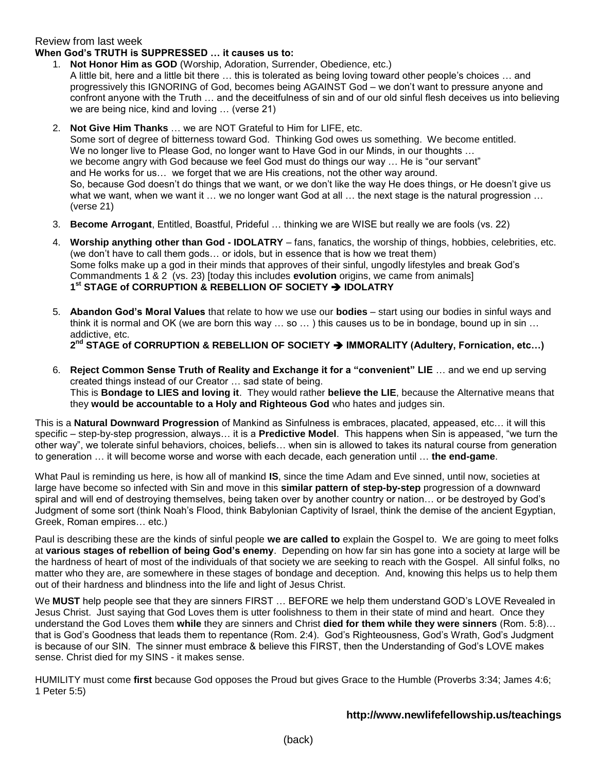Review from last week

**When God's TRUTH is SUPPRESSED … it causes us to:**

1. **Not Honor Him as GOD** (Worship, Adoration, Surrender, Obedience, etc.)
   A little bit, here and a little bit there … this is tolerated as being loving toward other people's choices … and progressively this IGNORING of God, becomes being AGAINST God – we don't want to pressure anyone and confront anyone with the Truth … and the deceitfulness of sin and of our old sinful flesh deceives us into believing we are being nice, kind and loving … (verse 21)

2. **Not Give Him Thanks** … we are NOT Grateful to Him for LIFE, etc.
   Some sort of degree of bitterness toward God. Thinking God owes us something. We become entitled.
   We no longer live to Please God, no longer want to Have God in our Minds, in our thoughts …
   we become angry with God because we feel God must do things our way … He is "our servant"
   and He works for us… we forget that we are His creations, not the other way around.
   So, because God doesn't do things that we want, or we don't like the way He does things, or He doesn't give us what we want, when we want it … we no longer want God at all … the next stage is the natural progression … (verse 21)

3. **Become Arrogant**, Entitled, Boastful, Prideful … thinking we are WISE but really we are fools (vs. 22)

4. **Worship anything other than God - IDOLATRY** – fans, fanatics, the worship of things, hobbies, celebrities, etc. (we don't have to call them gods… or idols, but in essence that is how we treat them)
   Some folks make up a god in their minds that approves of their sinful, ungodly lifestyles and break God's Commandments 1 & 2 (vs. 23) [today this includes **evolution** origins, we came from animals]
   **1st STAGE of CORRUPTION & REBELLION OF SOCIETY ➔ IDOLATRY**

5. **Abandon God's Moral Values** that relate to how we use our **bodies** – start using our bodies in sinful ways and think it is normal and OK (we are born this way … so … ) this causes us to be in bondage, bound up in sin … addictive, etc.
   **2nd STAGE of CORRUPTION & REBELLION OF SOCIETY ➔ IMMORALITY (Adultery, Fornication, etc…)**

6. **Reject Common Sense Truth of Reality and Exchange it for a "convenient" LIE** … and we end up serving created things instead of our Creator … sad state of being.
   This is **Bondage to LIES and loving it**. They would rather **believe the LIE**, because the Alternative means that they **would be accountable to a Holy and Righteous God** who hates and judges sin.

This is a **Natural Downward Progression** of Mankind as Sinfulness is embraces, placated, appeased, etc… it will this specific – step-by-step progression, always… it is a **Predictive Model**. This happens when Sin is appeased, "we turn the other way", we tolerate sinful behaviors, choices, beliefs… when sin is allowed to takes its natural course from generation to generation … it will become worse and worse with each decade, each generation until … **the end-game**.

What Paul is reminding us here, is how all of mankind **IS**, since the time Adam and Eve sinned, until now, societies at large have become so infected with Sin and move in this **similar pattern of step-by-step** progression of a downward spiral and will end of destroying themselves, being taken over by another country or nation… or be destroyed by God's Judgment of some sort (think Noah's Flood, think Babylonian Captivity of Israel, think the demise of the ancient Egyptian, Greek, Roman empires… etc.)

Paul is describing these are the kinds of sinful people **we are called to** explain the Gospel to. We are going to meet folks at **various stages of rebellion of being God's enemy**. Depending on how far sin has gone into a society at large will be the hardness of heart of most of the individuals of that society we are seeking to reach with the Gospel. All sinful folks, no matter who they are, are somewhere in these stages of bondage and deception. And, knowing this helps us to help them out of their hardness and blindness into the life and light of Jesus Christ.

We **MUST** help people see that they are sinners FIRST … BEFORE we help them understand GOD's LOVE Revealed in Jesus Christ. Just saying that God Loves them is utter foolishness to them in their state of mind and heart. Once they understand the God Loves them **while** they are sinners and Christ **died for them while they were sinners** (Rom. 5:8)… that is God's Goodness that leads them to repentance (Rom. 2:4). God's Righteousness, God's Wrath, God's Judgment is because of our SIN. The sinner must embrace & believe this FIRST, then the Understanding of God's LOVE makes sense. Christ died for my SINS - it makes sense.

HUMILITY must come **first** because God opposes the Proud but gives Grace to the Humble (Proverbs 3:34; James 4:6; 1 Peter 5:5)

**http://www.newlifefellowship.us/teachings**

(back)